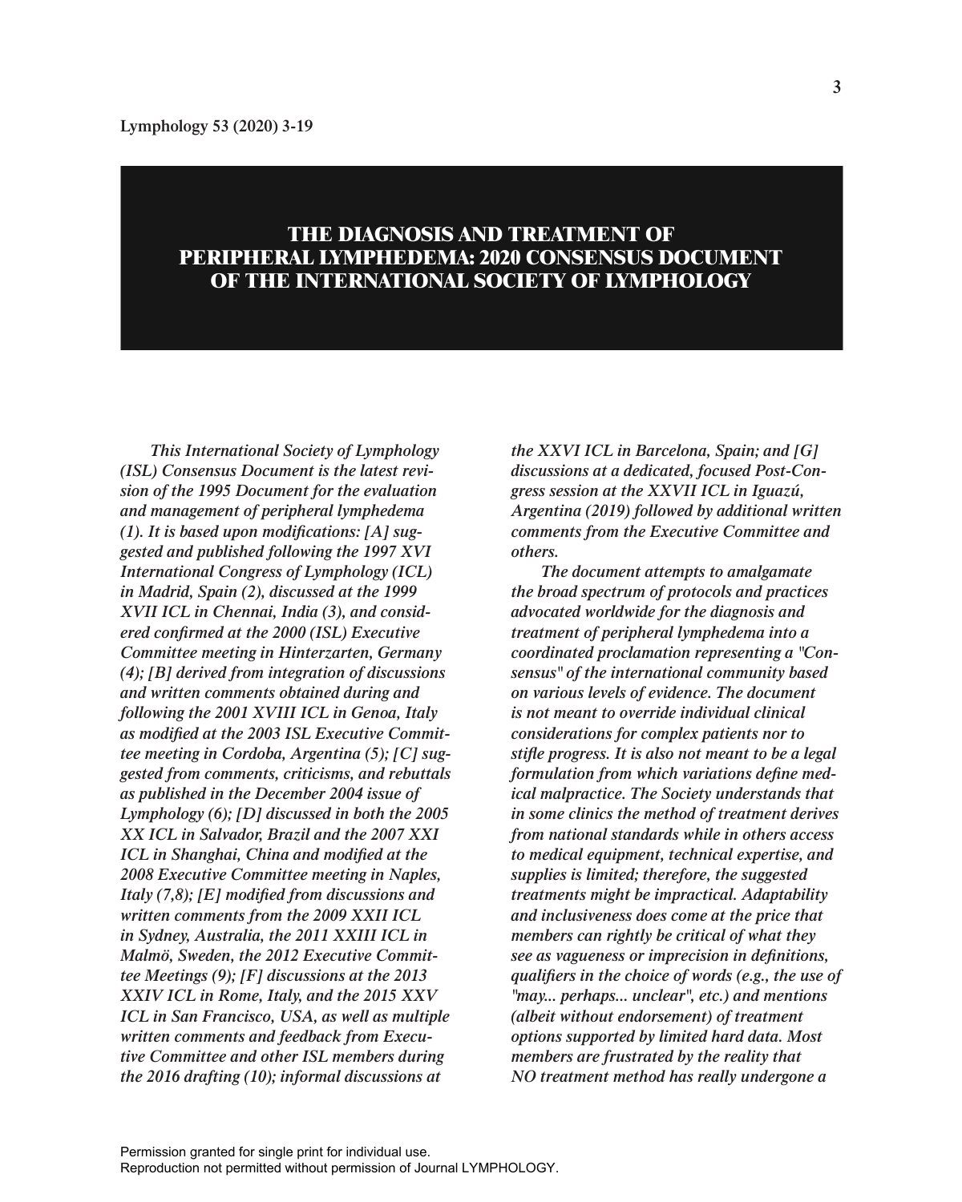# THE DIAGNOSIS AND TREATMENT OF PERIPHERAL LYMPHEDEMA: 2020 CONSENSUS DOCUMENT OF THE INTERNATIONAL SOCIETY OF LYMPHOLOGY

*This International Society of Lymphology (ISL) Consensus Document is the latest revision of the 1995 Document for the evaluation and management of peripheral lymphedema (1). It is based upon modifications: [A] suggested and published following the 1997 XVI International Congress of Lymphology (ICL) in Madrid, Spain (2), discussed at the 1999 XVII ICL in Chennai, India (3), and considered confirmed at the 2000 (ISL) Executive Committee meeting in Hinterzarten, Germany (4); [B] derived from integration of discussions and written comments obtained during and following the 2001 XVIII ICL in Genoa, Italy as modified at the 2003 ISL Executive Committee meeting in Cordoba, Argentina (5); [C] suggested from comments, criticisms, and rebuttals as published in the December 2004 issue of Lymphology (6); [D] discussed in both the 2005 XX ICL in Salvador, Brazil and the 2007 XXI ICL in Shanghai, China and modified at the 2008 Executive Committee meeting in Naples, Italy (7,8); [E] modified from discussions and written comments from the 2009 XXII ICL in Sydney, Australia, the 2011 XXIII ICL in Malmö, Sweden, the 2012 Executive Committee Meetings (9); [F] discussions at the 2013 XXIV ICL in Rome, Italy, and the 2015 XXV ICL in San Francisco, USA, as well as multiple written comments and feedback from Executive Committee and other ISL members during the 2016 drafting (10); informal discussions at the XXVI ICL in Barcelona, Spain; and [G] discussions at a dedicated, focused Post-Congress session at the XXVII ICL in Iguazú, Argentina (2019) followed by additional written comments from the Executive Committee and others.*

*The document attempts to amalgamate the broad spectrum of protocols and practices advocated worldwide for the diagnosis and treatment of peripheral lymphedema into a coordinated proclamation representing a "Consensus" of the international community based on various levels of evidence. The document is not meant to override individual clinical considerations for complex patients nor to stifle progress. It is also not meant to be a legal formulation from which variations define medical malpractice. The Society understands that in some clinics the method of treatment derives from national standards while in others access to medical equipment, technical expertise, and supplies is limited; therefore, the suggested treatments might be impractical. Adaptability and inclusiveness does come at the price that members can rightly be critical of what they see as vagueness or imprecision in definitions, qualifiers in the choice of words (e.g., the use of "may... perhaps... unclear", etc.) and mentions (albeit without endorsement) of treatment options supported by limited hard data. Most members are frustrated by the reality that NO treatment method has really undergone a*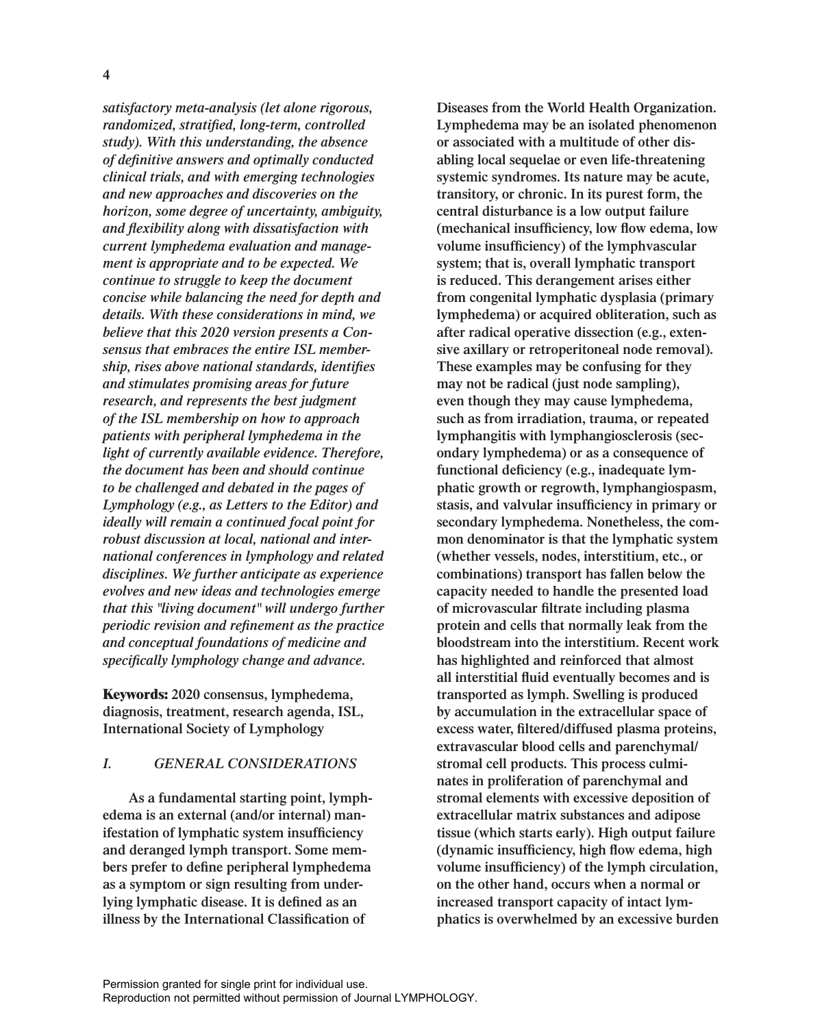*satisfactory meta-analysis (let alone rigorous, randomized, stratified, long-term, controlled study). With this understanding, the absence of definitive answers and optimally conducted clinical trials, and with emerging technologies and new approaches and discoveries on the horizon, some degree of uncertainty, ambiguity, and flexibility along with dissatisfaction with current lymphedema evaluation and management is appropriate and to be expected. We continue to struggle to keep the document concise while balancing the need for depth and details. With these considerations in mind, we believe that this 2020 version presents a Consensus that embraces the entire ISL membership, rises above national standards, identifies and stimulates promising areas for future research, and represents the best judgment of the ISL membership on how to approach patients with peripheral lymphedema in the light of currently available evidence. Therefore, the document has been and should continue to be challenged and debated in the pages of Lymphology (e.g., as Letters to the Editor) and ideally will remain a continued focal point for robust discussion at local, national and international conferences in lymphology and related disciplines. We further anticipate as experience evolves and new ideas and technologies emerge that this "living document" will undergo further periodic revision and refinement as the practice and conceptual foundations of medicine and specifically lymphology change and advance.*

**Keywords:** 2020 consensus, lymphedema, diagnosis, treatment, research agenda, ISL, International Society of Lymphology

## *I. GENERAL CONSIDERATIONS*

As a fundamental starting point, lymphedema is an external (and/or internal) manifestation of lymphatic system insufficiency and deranged lymph transport. Some members prefer to define peripheral lymphedema as a symptom or sign resulting from underlying lymphatic disease. It is defined as an illness by the International Classification of Diseases from the World Health Organization. Lymphedema may be an isolated phenomenon or associated with a multitude of other disabling local sequelae or even life-threatening systemic syndromes. Its nature may be acute, transitory, or chronic. In its purest form, the central disturbance is a low output failure (mechanical insufficiency, low flow edema, low volume insufficiency) of the lymphvascular system; that is, overall lymphatic transport is reduced. This derangement arises either from congenital lymphatic dysplasia (primary lymphedema) or acquired obliteration, such as after radical operative dissection (e.g., extensive axillary or retroperitoneal node removal). These examples may be confusing for they may not be radical (just node sampling), even though they may cause lymphedema, such as from irradiation, trauma, or repeated lymphangitis with lymphangiosclerosis (secondary lymphedema) or as a consequence of functional deficiency (e.g., inadequate lymphatic growth or regrowth, lymphangiospasm, stasis, and valvular insufficiency in primary or secondary lymphedema. Nonetheless, the common denominator is that the lymphatic system (whether vessels, nodes, interstitium, etc., or combinations) transport has fallen below the capacity needed to handle the presented load of microvascular filtrate including plasma protein and cells that normally leak from the bloodstream into the interstitium. Recent work has highlighted and reinforced that almost all interstitial fluid eventually becomes and is transported as lymph. Swelling is produced by accumulation in the extracellular space of excess water, filtered/diffused plasma proteins, extravascular blood cells and parenchymal/stromal cell products. This process culminates in proliferation of parenchymal and stromal elements with excessive deposition of extracellular matrix substances and adipose tissue (which starts early). High output failure (dynamic insufficiency, high flow edema, high volume insufficiency) of the lymph circulation, on the other hand, occurs when a normal or increased transport capacity of intact lymphatics is overwhelmed by an excessive burden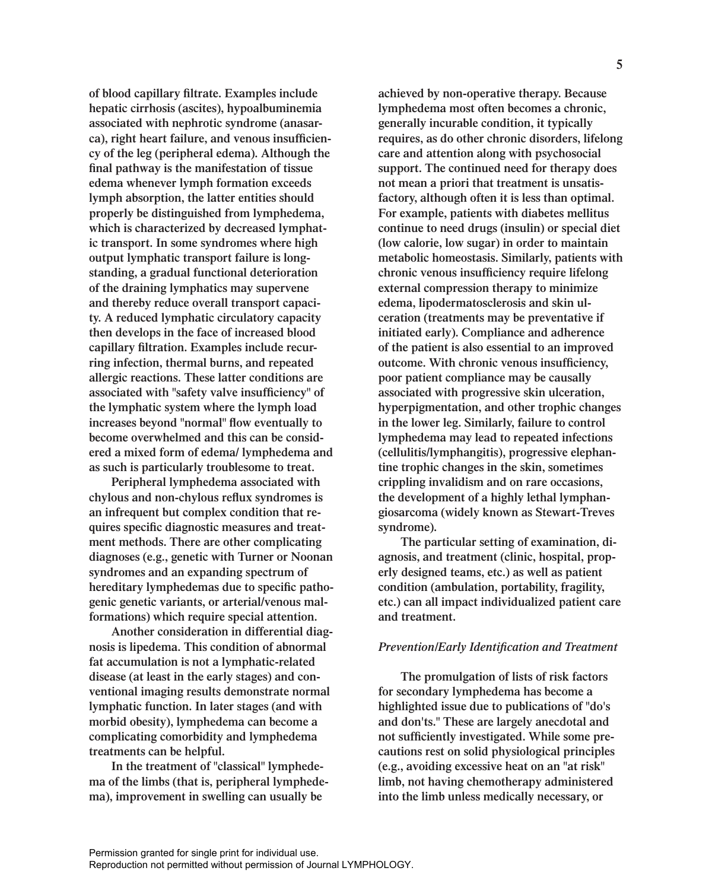of blood capillary filtrate. Examples include hepatic cirrhosis (ascites), hypoalbuminemia associated with nephrotic syndrome (anasarca), right heart failure, and venous insufficiency of the leg (peripheral edema). Although the final pathway is the manifestation of tissue edema whenever lymph formation exceeds lymph absorption, the latter entities should properly be distinguished from lymphedema, which is characterized by decreased lymphatic transport. In some syndromes where high output lymphatic transport failure is longstanding, a gradual functional deterioration of the draining lymphatics may supervene and thereby reduce overall transport capacity. A reduced lymphatic circulatory capacity then develops in the face of increased blood capillary filtration. Examples include recurring infection, thermal burns, and repeated allergic reactions. These latter conditions are associated with "safety valve insufficiency" of the lymphatic system where the lymph load increases beyond "normal" flow eventually to become overwhelmed and this can be considered a mixed form of edema/ lymphedema and as such is particularly troublesome to treat.

Peripheral lymphedema associated with chylous and non-chylous reflux syndromes is an infrequent but complex condition that requires specific diagnostic measures and treatment methods. There are other complicating diagnoses (e.g., genetic with Turner or Noonan syndromes and an expanding spectrum of hereditary lymphedemas due to specific pathogenic genetic variants, or arterial/venous malformations) which require special attention.

Another consideration in differential diagnosis is lipedema. This condition of abnormal fat accumulation is not a lymphatic-related disease (at least in the early stages) and conventional imaging results demonstrate normal lymphatic function. In later stages (and with morbid obesity), lymphedema can become a complicating comorbidity and lymphedema treatments can be helpful.

In the treatment of "classical" lymphedema of the limbs (that is, peripheral lymphedema), improvement in swelling can usually be achieved by non-operative therapy. Because lymphedema most often becomes a chronic, generally incurable condition, it typically requires, as do other chronic disorders, lifelong care and attention along with psychosocial support. The continued need for therapy does not mean a priori that treatment is unsatisfactory, although often it is less than optimal. For example, patients with diabetes mellitus continue to need drugs (insulin) or special diet (low calorie, low sugar) in order to maintain metabolic homeostasis. Similarly, patients with chronic venous insufficiency require lifelong external compression therapy to minimize edema, lipodermatosclerosis and skin ulceration (treatments may be preventative if initiated early). Compliance and adherence of the patient is also essential to an improved outcome. With chronic venous insufficiency, poor patient compliance may be causally associated with progressive skin ulceration, hyperpigmentation, and other trophic changes in the lower leg. Similarly, failure to control lymphedema may lead to repeated infections (cellulitis/lymphangitis), progressive elephantine trophic changes in the skin, sometimes crippling invalidism and on rare occasions, the development of a highly lethal lymphangiosarcoma (widely known as Stewart-Treves syndrome).

The particular setting of examination, diagnosis, and treatment (clinic, hospital, properly designed teams, etc.) as well as patient condition (ambulation, portability, fragility, etc.) can all impact individualized patient care and treatment.

### *Prevention/Early Identification and Treatment*

The promulgation of lists of risk factors for secondary lymphedema has become a highlighted issue due to publications of "do's and don'ts." These are largely anecdotal and not sufficiently investigated. While some precautions rest on solid physiological principles (e.g., avoiding excessive heat on an "at risk" limb, not having chemotherapy administered into the limb unless medically necessary, or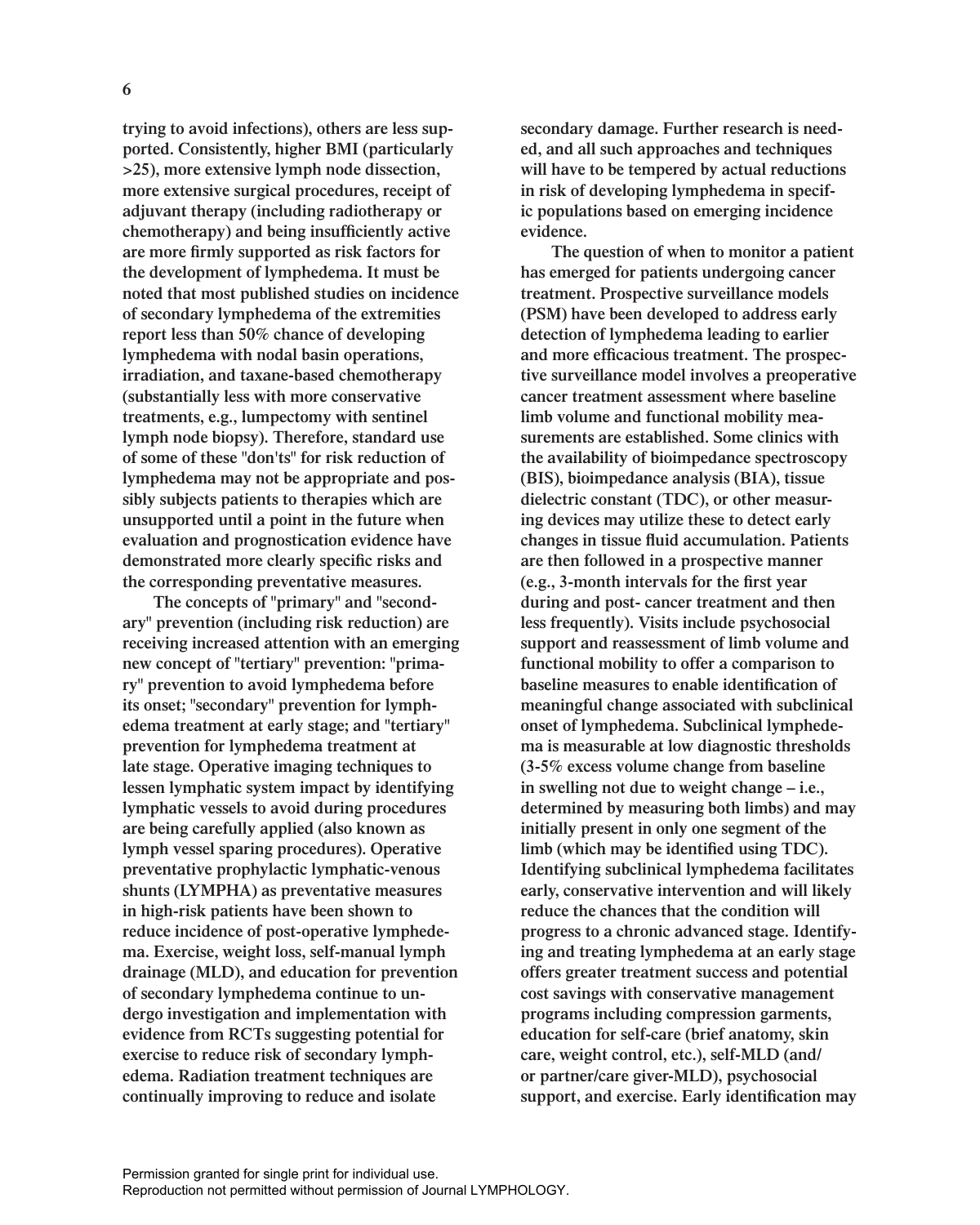trying to avoid infections), others are less supported. Consistently, higher BMI (particularly >25), more extensive lymph node dissection, more extensive surgical procedures, receipt of adjuvant therapy (including radiotherapy or chemotherapy) and being insufficiently active are more firmly supported as risk factors for the development of lymphedema. It must be noted that most published studies on incidence of secondary lymphedema of the extremities report less than 50% chance of developing lymphedema with nodal basin operations, irradiation, and taxane-based chemotherapy (substantially less with more conservative treatments, e.g., lumpectomy with sentinel lymph node biopsy). Therefore, standard use of some of these "don'ts" for risk reduction of lymphedema may not be appropriate and possibly subjects patients to therapies which are unsupported until a point in the future when evaluation and prognostication evidence have demonstrated more clearly specific risks and the corresponding preventative measures.

The concepts of "primary" and "secondary" prevention (including risk reduction) are receiving increased attention with an emerging new concept of "tertiary" prevention: "primary" prevention to avoid lymphedema before its onset; "secondary" prevention for lymphedema treatment at early stage; and "tertiary" prevention for lymphedema treatment at late stage. Operative imaging techniques to lessen lymphatic system impact by identifying lymphatic vessels to avoid during procedures are being carefully applied (also known as lymph vessel sparing procedures). Operative preventative prophylactic lymphatic-venous shunts (LYMPHA) as preventative measures in high-risk patients have been shown to reduce incidence of post-operative lymphedema. Exercise, weight loss, self-manual lymph drainage (MLD), and education for prevention of secondary lymphedema continue to undergo investigation and implementation with evidence from RCTs suggesting potential for exercise to reduce risk of secondary lymphedema. Radiation treatment techniques are continually improving to reduce and isolate secondary damage. Further research is needed, and all such approaches and techniques will have to be tempered by actual reductions in risk of developing lymphedema in specific populations based on emerging incidence evidence.

The question of when to monitor a patient has emerged for patients undergoing cancer treatment. Prospective surveillance models (PSM) have been developed to address early detection of lymphedema leading to earlier and more efficacious treatment. The prospective surveillance model involves a preoperative cancer treatment assessment where baseline limb volume and functional mobility measurements are established. Some clinics with the availability of bioimpedance spectroscopy (BIS), bioimpedance analysis (BIA), tissue dielectric constant (TDC), or other measuring devices may utilize these to detect early changes in tissue fluid accumulation. Patients are then followed in a prospective manner (e.g., 3-month intervals for the first year during and post- cancer treatment and then less frequently). Visits include psychosocial support and reassessment of limb volume and functional mobility to offer a comparison to baseline measures to enable identification of meaningful change associated with subclinical onset of lymphedema. Subclinical lymphedema is measurable at low diagnostic thresholds (3-5% excess volume change from baseline in swelling not due to weight change – i.e., determined by measuring both limbs) and may initially present in only one segment of the limb (which may be identified using TDC). Identifying subclinical lymphedema facilitates early, conservative intervention and will likely reduce the chances that the condition will progress to a chronic advanced stage. Identifying and treating lymphedema at an early stage offers greater treatment success and potential cost savings with conservative management programs including compression garments, education for self-care (brief anatomy, skin care, weight control, etc.), self-MLD (and/or partner/care giver-MLD), psychosocial support, and exercise. Early identification may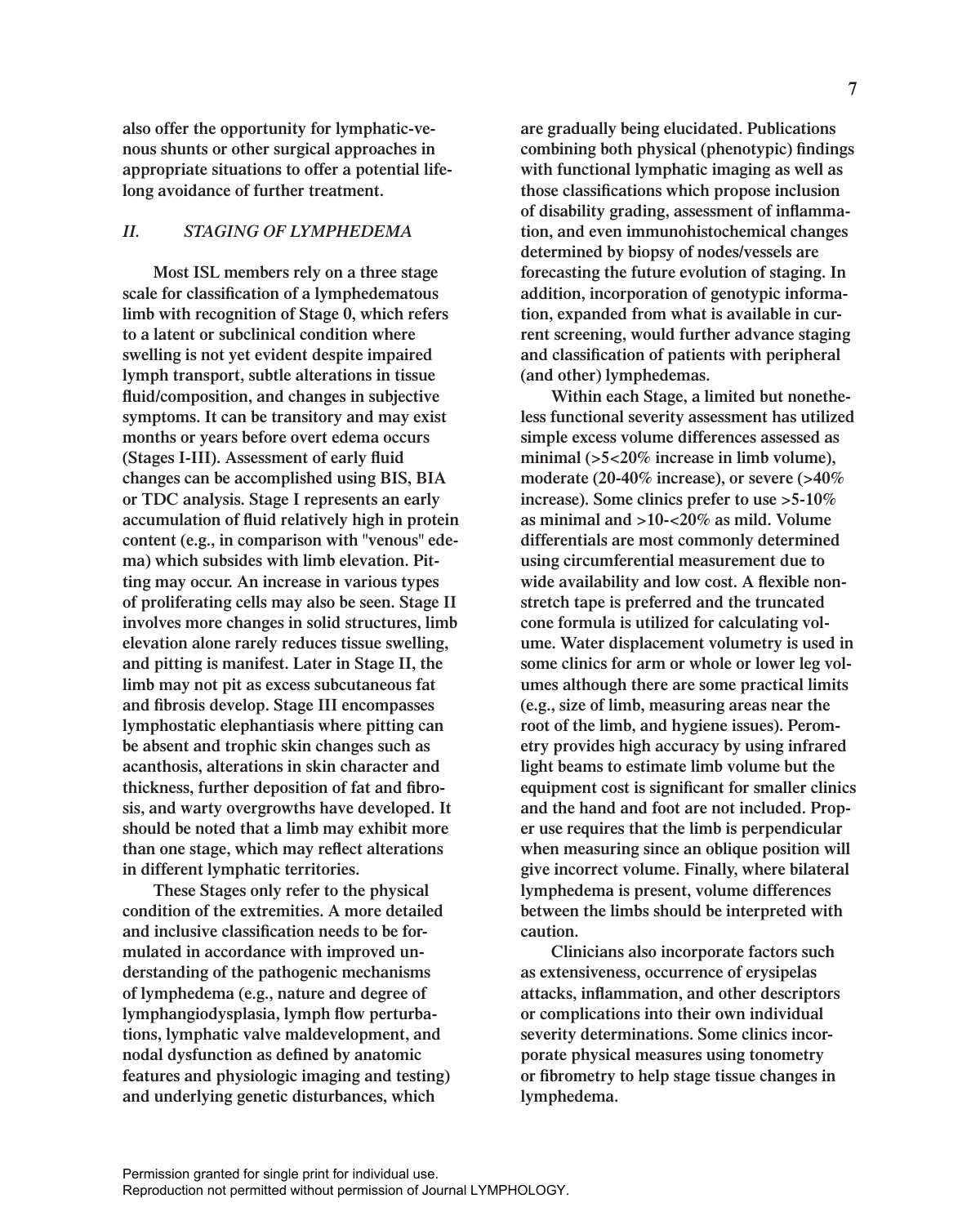also offer the opportunity for lymphatic-venous shunts or other surgical approaches in appropriate situations to offer a potential lifelong avoidance of further treatment.

## *II. STAGING OF LYMPHEDEMA*

Most ISL members rely on a three stage scale for classification of a lymphedematous limb with recognition of Stage 0, which refers to a latent or subclinical condition where swelling is not yet evident despite impaired lymph transport, subtle alterations in tissue fluid/composition, and changes in subjective symptoms. It can be transitory and may exist months or years before overt edema occurs (Stages I-III). Assessment of early fluid changes can be accomplished using BIS, BIA or TDC analysis. Stage I represents an early accumulation of fluid relatively high in protein content (e.g., in comparison with "venous" edema) which subsides with limb elevation. Pitting may occur. An increase in various types of proliferating cells may also be seen. Stage II involves more changes in solid structures, limb elevation alone rarely reduces tissue swelling, and pitting is manifest. Later in Stage II, the limb may not pit as excess subcutaneous fat and fibrosis develop. Stage III encompasses lymphostatic elephantiasis where pitting can be absent and trophic skin changes such as acanthosis, alterations in skin character and thickness, further deposition of fat and fibrosis, and warty overgrowths have developed. It should be noted that a limb may exhibit more than one stage, which may reflect alterations in different lymphatic territories.

These Stages only refer to the physical condition of the extremities. A more detailed and inclusive classification needs to be formulated in accordance with improved understanding of the pathogenic mechanisms of lymphedema (e.g., nature and degree of lymphangiodysplasia, lymph flow perturbations, lymphatic valve maldevelopment, and nodal dysfunction as defined by anatomic features and physiologic imaging and testing) and underlying genetic disturbances, which are gradually being elucidated. Publications combining both physical (phenotypic) findings with functional lymphatic imaging as well as those classifications which propose inclusion of disability grading, assessment of inflammation, and even immunohistochemical changes determined by biopsy of nodes/vessels are forecasting the future evolution of staging. In addition, incorporation of genotypic information, expanded from what is available in current screening, would further advance staging and classification of patients with peripheral (and other) lymphedemas.

Within each Stage, a limited but nonetheless functional severity assessment has utilized simple excess volume differences assessed as minimal (>5<20% increase in limb volume), moderate (20-40% increase), or severe (>40% increase). Some clinics prefer to use >5-10% as minimal and >10-<20% as mild. Volume differentials are most commonly determined using circumferential measurement due to wide availability and low cost. A flexible non-stretch tape is preferred and the truncated cone formula is utilized for calculating volume. Water displacement volumetry is used in some clinics for arm or whole or lower leg volumes although there are some practical limits (e.g., size of limb, measuring areas near the root of the limb, and hygiene issues). Perometry provides high accuracy by using infrared light beams to estimate limb volume but the equipment cost is significant for smaller clinics and the hand and foot are not included. Proper use requires that the limb is perpendicular when measuring since an oblique position will give incorrect volume. Finally, where bilateral lymphedema is present, volume differences between the limbs should be interpreted with caution.

Clinicians also incorporate factors such as extensiveness, occurrence of erysipelas attacks, inflammation, and other descriptors or complications into their own individual severity determinations. Some clinics incorporate physical measures using tonometry or fibrometry to help stage tissue changes in lymphedema.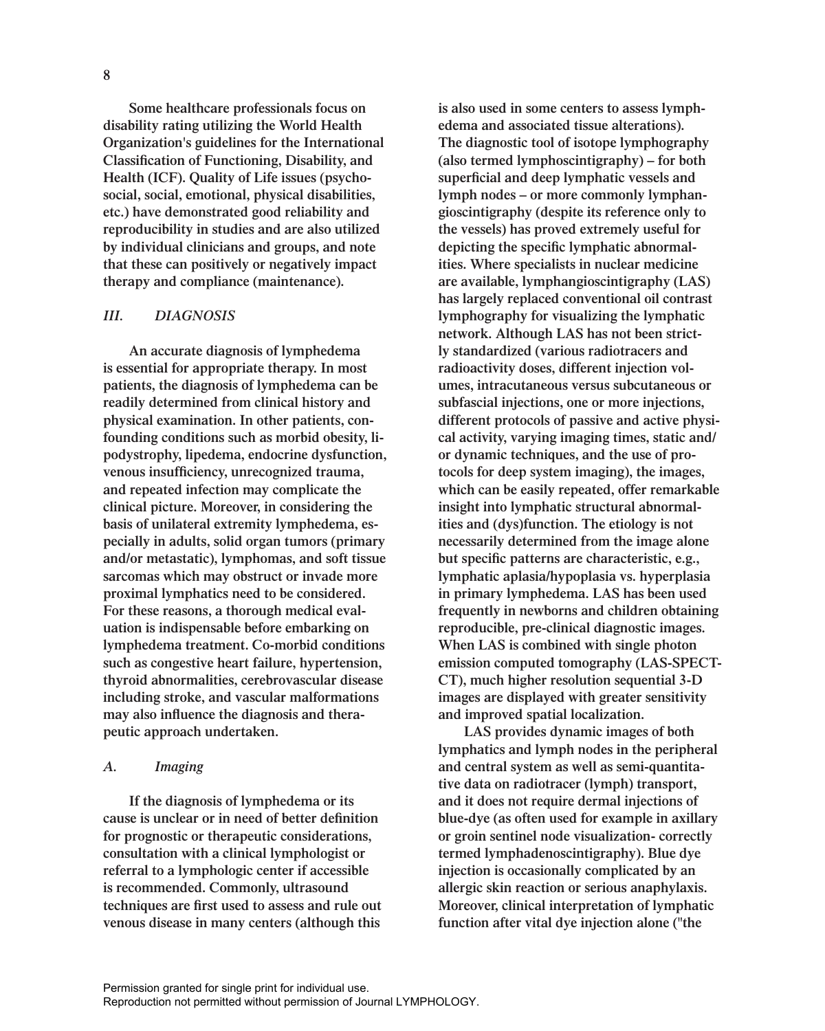Some healthcare professionals focus on disability rating utilizing the World Health Organization's guidelines for the International Classification of Functioning, Disability, and Health (ICF). Quality of Life issues (psychosocial, social, emotional, physical disabilities, etc.) have demonstrated good reliability and reproducibility in studies and are also utilized by individual clinicians and groups, and note that these can positively or negatively impact therapy and compliance (maintenance).

## *III. DIAGNOSIS*

An accurate diagnosis of lymphedema is essential for appropriate therapy. In most patients, the diagnosis of lymphedema can be readily determined from clinical history and physical examination. In other patients, confounding conditions such as morbid obesity, lipodystrophy, lipedema, endocrine dysfunction, venous insufficiency, unrecognized trauma, and repeated infection may complicate the clinical picture. Moreover, in considering the basis of unilateral extremity lymphedema, especially in adults, solid organ tumors (primary and/or metastatic), lymphomas, and soft tissue sarcomas which may obstruct or invade more proximal lymphatics need to be considered. For these reasons, a thorough medical evaluation is indispensable before embarking on lymphedema treatment. Co-morbid conditions such as congestive heart failure, hypertension, thyroid abnormalities, cerebrovascular disease including stroke, and vascular malformations may also influence the diagnosis and therapeutic approach undertaken.

### *A. Imaging*

If the diagnosis of lymphedema or its cause is unclear or in need of better definition for prognostic or therapeutic considerations, consultation with a clinical lymphologist or referral to a lymphologic center if accessible is recommended. Commonly, ultrasound techniques are first used to assess and rule out venous disease in many centers (although this is also used in some centers to assess lymphedema and associated tissue alterations). The diagnostic tool of isotope lymphography (also termed lymphoscintigraphy) – for both superficial and deep lymphatic vessels and lymph nodes – or more commonly lymphangioscintigraphy (despite its reference only to the vessels) has proved extremely useful for depicting the specific lymphatic abnormalities. Where specialists in nuclear medicine are available, lymphangioscintigraphy (LAS) has largely replaced conventional oil contrast lymphography for visualizing the lymphatic network. Although LAS has not been strictly standardized (various radiotracers and radioactivity doses, different injection volumes, intracutaneous versus subcutaneous or subfascial injections, one or more injections, different protocols of passive and active physical activity, varying imaging times, static and/or dynamic techniques, and the use of protocols for deep system imaging), the images, which can be easily repeated, offer remarkable insight into lymphatic structural abnormalities and (dys)function. The etiology is not necessarily determined from the image alone but specific patterns are characteristic, e.g., lymphatic aplasia/hypoplasia vs. hyperplasia in primary lymphedema. LAS has been used frequently in newborns and children obtaining reproducible, pre-clinical diagnostic images. When LAS is combined with single photon emission computed tomography (LAS-SPECT-CT), much higher resolution sequential 3-D images are displayed with greater sensitivity and improved spatial localization.

LAS provides dynamic images of both lymphatics and lymph nodes in the peripheral and central system as well as semi-quantitative data on radiotracer (lymph) transport, and it does not require dermal injections of blue-dye (as often used for example in axillary or groin sentinel node visualization- correctly termed lymphadenoscintigraphy). Blue dye injection is occasionally complicated by an allergic skin reaction or serious anaphylaxis. Moreover, clinical interpretation of lymphatic function after vital dye injection alone ("the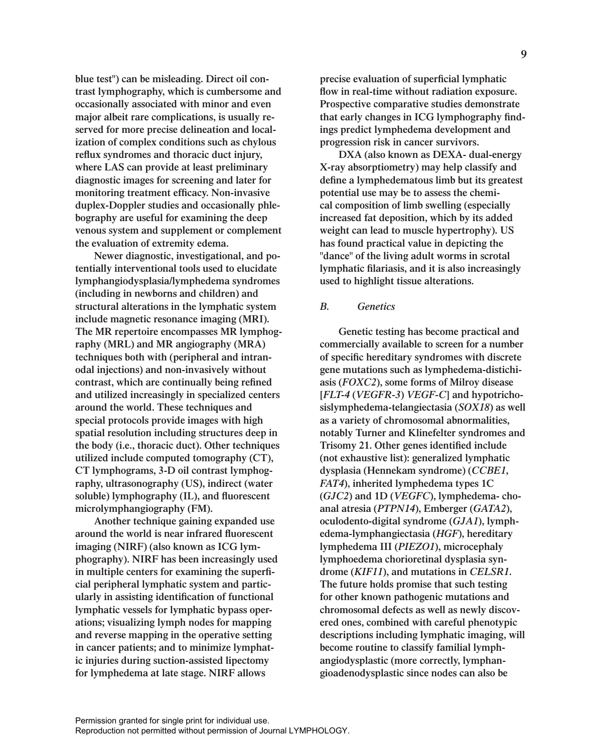blue test") can be misleading. Direct oil contrast lymphography, which is cumbersome and occasionally associated with minor and even major albeit rare complications, is usually reserved for more precise delineation and localization of complex conditions such as chylous reflux syndromes and thoracic duct injury, where LAS can provide at least preliminary diagnostic images for screening and later for monitoring treatment efficacy. Non-invasive duplex-Doppler studies and occasionally phlebography are useful for examining the deep venous system and supplement or complement the evaluation of extremity edema.

Newer diagnostic, investigational, and potentially interventional tools used to elucidate lymphangiodysplasia/lymphedema syndromes (including in newborns and children) and structural alterations in the lymphatic system include magnetic resonance imaging (MRI). The MR repertoire encompasses MR lymphography (MRL) and MR angiography (MRA) techniques both with (peripheral and intranodal injections) and non-invasively without contrast, which are continually being refined and utilized increasingly in specialized centers around the world. These techniques and special protocols provide images with high spatial resolution including structures deep in the body (i.e., thoracic duct). Other techniques utilized include computed tomography (CT), CT lymphograms, 3-D oil contrast lymphography, ultrasonography (US), indirect (water soluble) lymphography (IL), and fluorescent microlymphangiography (FM).

Another technique gaining expanded use around the world is near infrared fluorescent imaging (NIRF) (also known as ICG lymphography). NIRF has been increasingly used in multiple centers for examining the superficial peripheral lymphatic system and particularly in assisting identification of functional lymphatic vessels for lymphatic bypass operations; visualizing lymph nodes for mapping and reverse mapping in the operative setting in cancer patients; and to minimize lymphatic injuries during suction-assisted lipectomy for lymphedema at late stage. NIRF allows precise evaluation of superficial lymphatic flow in real-time without radiation exposure. Prospective comparative studies demonstrate that early changes in ICG lymphography findings predict lymphedema development and progression risk in cancer survivors.

DXA (also known as DEXA- dual-energy X-ray absorptiometry) may help classify and define a lymphedematous limb but its greatest potential use may be to assess the chemical composition of limb swelling (especially increased fat deposition, which by its added weight can lead to muscle hypertrophy). US has found practical value in depicting the "dance" of the living adult worms in scrotal lymphatic filariasis, and it is also increasingly used to highlight tissue alterations.

### *B. Genetics*

Genetic testing has become practical and commercially available to screen for a number of specific hereditary syndromes with discrete gene mutations such as lymphedema-distichiasis (*FOXC2*), some forms of Milroy disease [*FLT-4* (*VEGFR-3*) *VEGF-C*] and hypotrichosislymphedema-telangiectasia (*SOX18*) as well as a variety of chromosomal abnormalities, notably Turner and Klinefelter syndromes and Trisomy 21. Other genes identified include (not exhaustive list): generalized lymphatic dysplasia (Hennekam syndrome) (*CCBE1*, *FAT4*), inherited lymphedema types 1C (*GJC2*) and 1D (*VEGFC*), lymphedema- choanal atresia (*PTPN14*), Emberger (*GATA2*), oculodento-digital syndrome (*GJA1*), lymphedema-lymphangiectasia (*HGF*), hereditary lymphedema III (*PIEZO1*), microcephaly lymphoedema chorioretinal dysplasia syndrome (*KIF11*), and mutations in *CELSR1*. The future holds promise that such testing for other known pathogenic mutations and chromosomal defects as well as newly discovered ones, combined with careful phenotypic descriptions including lymphatic imaging, will become routine to classify familial lymphangiodysplastic (more correctly, lymphangioadenodysplastic since nodes can also be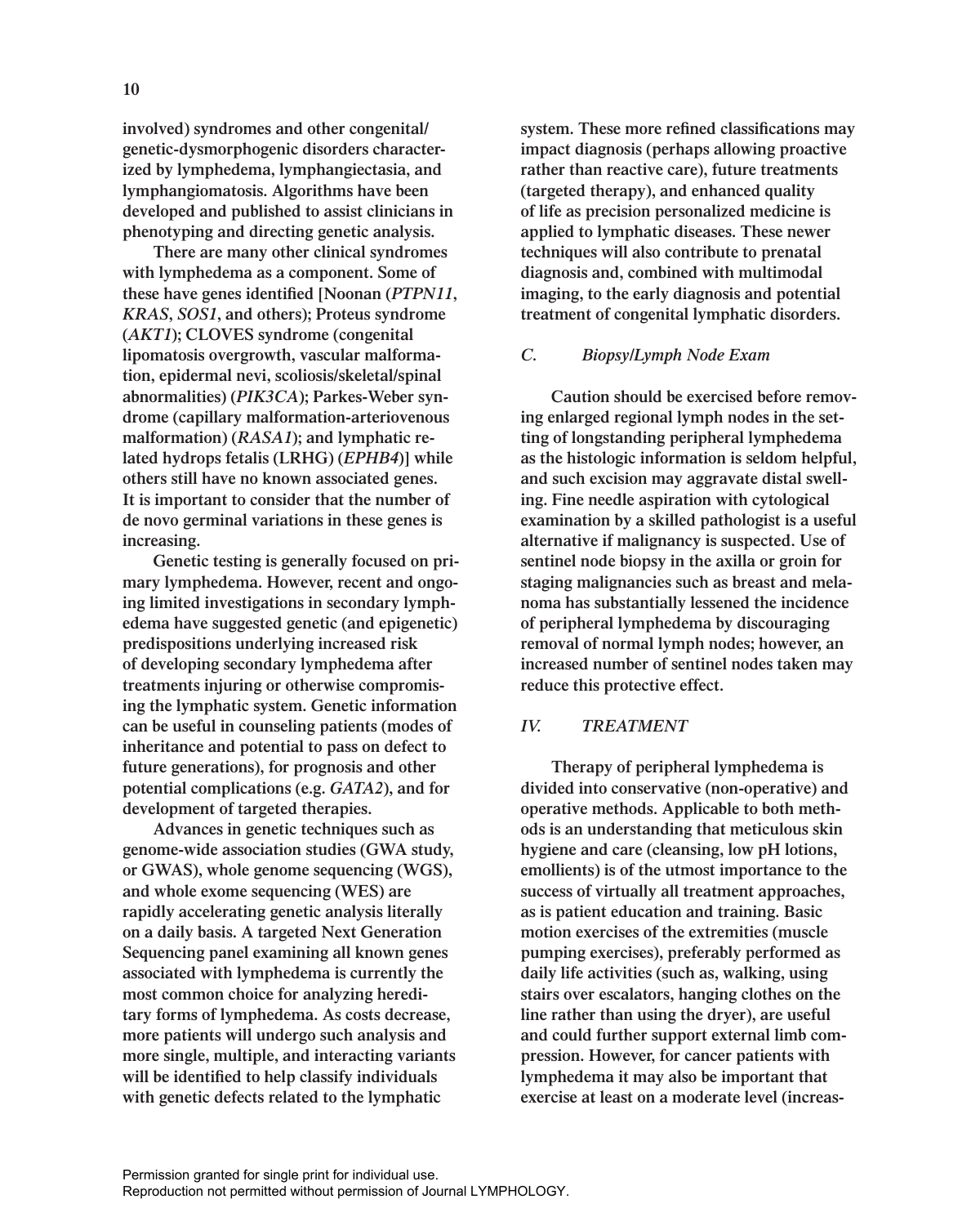involved) syndromes and other congenital/genetic-dysmorphogenic disorders characterized by lymphedema, lymphangiectasia, and lymphangiomatosis. Algorithms have been developed and published to assist clinicians in phenotyping and directing genetic analysis.

There are many other clinical syndromes with lymphedema as a component. Some of these have genes identified [Noonan (*PTPN11*, *KRAS*, *SOS1*, and others); Proteus syndrome (*AKT1*); CLOVES syndrome (congenital lipomatosis overgrowth, vascular malformation, epidermal nevi, scoliosis/skeletal/spinal abnormalities) (*PIK3CA*); Parkes-Weber syndrome (capillary malformation-arteriovenous malformation) (*RASA1*); and lymphatic related hydrops fetalis (LRHG) (*EPHB4*)] while others still have no known associated genes. It is important to consider that the number of de novo germinal variations in these genes is increasing.

Genetic testing is generally focused on primary lymphedema. However, recent and ongoing limited investigations in secondary lymphedema have suggested genetic (and epigenetic) predispositions underlying increased risk of developing secondary lymphedema after treatments injuring or otherwise compromising the lymphatic system. Genetic information can be useful in counseling patients (modes of inheritance and potential to pass on defect to future generations), for prognosis and other potential complications (e.g. *GATA2*), and for development of targeted therapies.

Advances in genetic techniques such as genome-wide association studies (GWA study, or GWAS), whole genome sequencing (WGS), and whole exome sequencing (WES) are rapidly accelerating genetic analysis literally on a daily basis. A targeted Next Generation Sequencing panel examining all known genes associated with lymphedema is currently the most common choice for analyzing hereditary forms of lymphedema. As costs decrease, more patients will undergo such analysis and more single, multiple, and interacting variants will be identified to help classify individuals with genetic defects related to the lymphatic system. These more refined classifications may impact diagnosis (perhaps allowing proactive rather than reactive care), future treatments (targeted therapy), and enhanced quality of life as precision personalized medicine is applied to lymphatic diseases. These newer techniques will also contribute to prenatal diagnosis and, combined with multimodal imaging, to the early diagnosis and potential treatment of congenital lymphatic disorders.

### *C. Biopsy/Lymph Node Exam*

Caution should be exercised before removing enlarged regional lymph nodes in the setting of longstanding peripheral lymphedema as the histologic information is seldom helpful, and such excision may aggravate distal swelling. Fine needle aspiration with cytological examination by a skilled pathologist is a useful alternative if malignancy is suspected. Use of sentinel node biopsy in the axilla or groin for staging malignancies such as breast and melanoma has substantially lessened the incidence of peripheral lymphedema by discouraging removal of normal lymph nodes; however, an increased number of sentinel nodes taken may reduce this protective effect.

## *IV. TREATMENT*

Therapy of peripheral lymphedema is divided into conservative (non-operative) and operative methods. Applicable to both methods is an understanding that meticulous skin hygiene and care (cleansing, low pH lotions, emollients) is of the utmost importance to the success of virtually all treatment approaches, as is patient education and training. Basic motion exercises of the extremities (muscle pumping exercises), preferably performed as daily life activities (such as, walking, using stairs over escalators, hanging clothes on the line rather than using the dryer), are useful and could further support external limb compression. However, for cancer patients with lymphedema it may also be important that exercise at least on a moderate level (increas-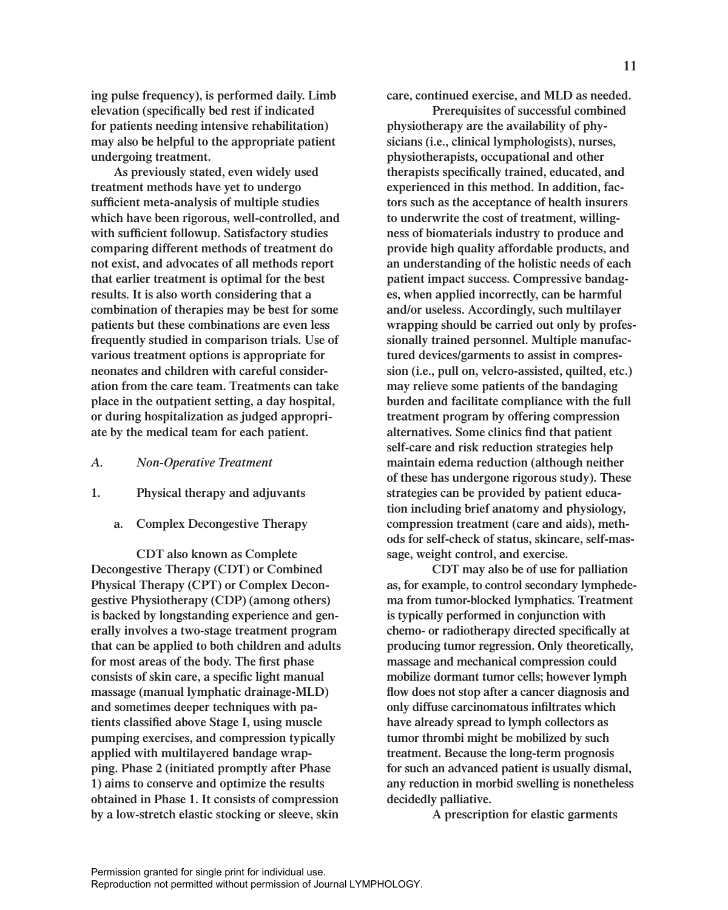ing pulse frequency), is performed daily. Limb elevation (specifically bed rest if indicated for patients needing intensive rehabilitation) may also be helpful to the appropriate patient undergoing treatment.

As previously stated, even widely used treatment methods have yet to undergo sufficient meta-analysis of multiple studies which have been rigorous, well-controlled, and with sufficient followup. Satisfactory studies comparing different methods of treatment do not exist, and advocates of all methods report that earlier treatment is optimal for the best results. It is also worth considering that a combination of therapies may be best for some patients but these combinations are even less frequently studied in comparison trials. Use of various treatment options is appropriate for neonates and children with careful consideration from the care team. Treatments can take place in the outpatient setting, a day hospital, or during hospitalization as judged appropriate by the medical team for each patient.

## A. *Non-Operative Treatment*

### 1. Physical therapy and adjuvants

#### a. Complex Decongestive Therapy

CDT also known as Complete Decongestive Therapy (CDT) or Combined Physical Therapy (CPT) or Complex Decongestive Physiotherapy (CDP) (among others) is backed by longstanding experience and generally involves a two-stage treatment program that can be applied to both children and adults for most areas of the body. The first phase consists of skin care, a specific light manual massage (manual lymphatic drainage-MLD) and sometimes deeper techniques with patients classified above Stage I, using muscle pumping exercises, and compression typically applied with multilayered bandage wrapping. Phase 2 (initiated promptly after Phase 1) aims to conserve and optimize the results obtained in Phase 1. It consists of compression by a low-stretch elastic stocking or sleeve, skin care, continued exercise, and MLD as needed.

Prerequisites of successful combined physiotherapy are the availability of physicians (i.e., clinical lymphologists), nurses, physiotherapists, occupational and other therapists specifically trained, educated, and experienced in this method. In addition, factors such as the acceptance of health insurers to underwrite the cost of treatment, willingness of biomaterials industry to produce and provide high quality affordable products, and an understanding of the holistic needs of each patient impact success. Compressive bandages, when applied incorrectly, can be harmful and/or useless. Accordingly, such multilayer wrapping should be carried out only by professionally trained personnel. Multiple manufactured devices/garments to assist in compression (i.e., pull on, velcro-assisted, quilted, etc.) may relieve some patients of the bandaging burden and facilitate compliance with the full treatment program by offering compression alternatives. Some clinics find that patient self-care and risk reduction strategies help maintain edema reduction (although neither of these has undergone rigorous study). These strategies can be provided by patient education including brief anatomy and physiology, compression treatment (care and aids), methods for self-check of status, skincare, self-massage, weight control, and exercise.

CDT may also be of use for palliation as, for example, to control secondary lymphedema from tumor-blocked lymphatics. Treatment is typically performed in conjunction with chemo- or radiotherapy directed specifically at producing tumor regression. Only theoretically, massage and mechanical compression could mobilize dormant tumor cells; however lymph flow does not stop after a cancer diagnosis and only diffuse carcinomatous infiltrates which have already spread to lymph collectors as tumor thrombi might be mobilized by such treatment. Because the long-term prognosis for such an advanced patient is usually dismal, any reduction in morbid swelling is nonetheless decidedly palliative.

A prescription for elastic garments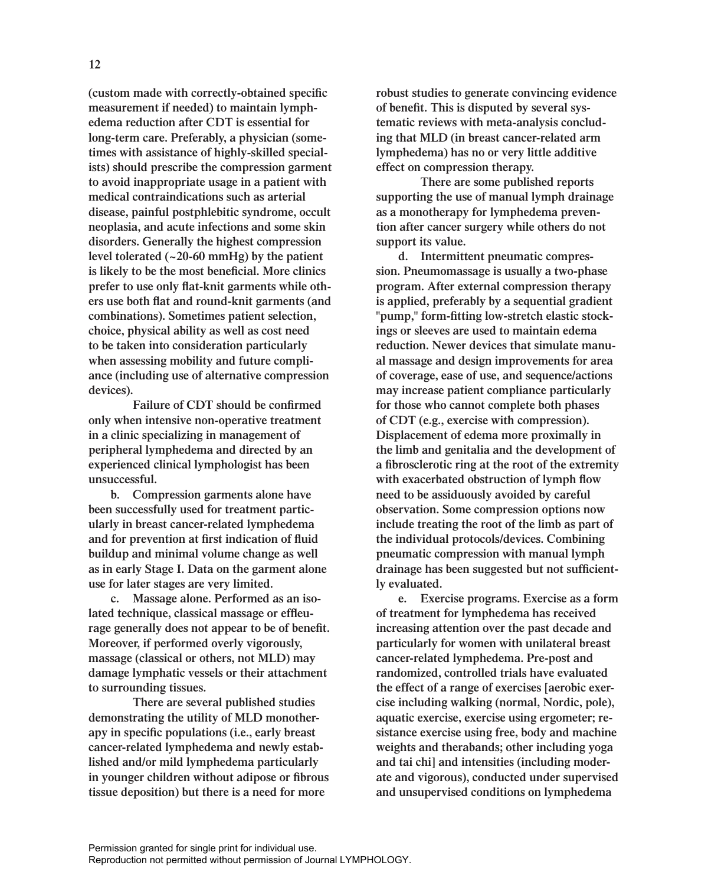(custom made with correctly-obtained specific measurement if needed) to maintain lymphedema reduction after CDT is essential for long-term care. Preferably, a physician (sometimes with assistance of highly-skilled specialists) should prescribe the compression garment to avoid inappropriate usage in a patient with medical contraindications such as arterial disease, painful postphlebitic syndrome, occult neoplasia, and acute infections and some skin disorders. Generally the highest compression level tolerated (~20-60 mmHg) by the patient is likely to be the most beneficial. More clinics prefer to use only flat-knit garments while others use both flat and round-knit garments (and combinations). Sometimes patient selection, choice, physical ability as well as cost need to be taken into consideration particularly when assessing mobility and future compliance (including use of alternative compression devices).

Failure of CDT should be confirmed only when intensive non-operative treatment in a clinic specializing in management of peripheral lymphedema and directed by an experienced clinical lymphologist has been unsuccessful.

b. Compression garments alone have been successfully used for treatment particularly in breast cancer-related lymphedema and for prevention at first indication of fluid buildup and minimal volume change as well as in early Stage I. Data on the garment alone use for later stages are very limited.

c. Massage alone. Performed as an isolated technique, classical massage or effleurage generally does not appear to be of benefit. Moreover, if performed overly vigorously, massage (classical or others, not MLD) may damage lymphatic vessels or their attachment to surrounding tissues.

There are several published studies demonstrating the utility of MLD monotherapy in specific populations (i.e., early breast cancer-related lymphedema and newly established and/or mild lymphedema particularly in younger children without adipose or fibrous tissue deposition) but there is a need for more robust studies to generate convincing evidence of benefit. This is disputed by several systematic reviews with meta-analysis concluding that MLD (in breast cancer-related arm lymphedema) has no or very little additive effect on compression therapy.

There are some published reports supporting the use of manual lymph drainage as a monotherapy for lymphedema prevention after cancer surgery while others do not support its value.

d. Intermittent pneumatic compression. Pneumomassage is usually a two-phase program. After external compression therapy is applied, preferably by a sequential gradient "pump," form-fitting low-stretch elastic stockings or sleeves are used to maintain edema reduction. Newer devices that simulate manual massage and design improvements for area of coverage, ease of use, and sequence/actions may increase patient compliance particularly for those who cannot complete both phases of CDT (e.g., exercise with compression). Displacement of edema more proximally in the limb and genitalia and the development of a fibrosclerotic ring at the root of the extremity with exacerbated obstruction of lymph flow need to be assiduously avoided by careful observation. Some compression options now include treating the root of the limb as part of the individual protocols/devices. Combining pneumatic compression with manual lymph drainage has been suggested but not sufficiently evaluated.

e. Exercise programs. Exercise as a form of treatment for lymphedema has received increasing attention over the past decade and particularly for women with unilateral breast cancer-related lymphedema. Pre-post and randomized, controlled trials have evaluated the effect of a range of exercises [aerobic exercise including walking (normal, Nordic, pole), aquatic exercise, exercise using ergometer; resistance exercise using free, body and machine weights and therabands; other including yoga and tai chi] and intensities (including moderate and vigorous), conducted under supervised and unsupervised conditions on lymphedema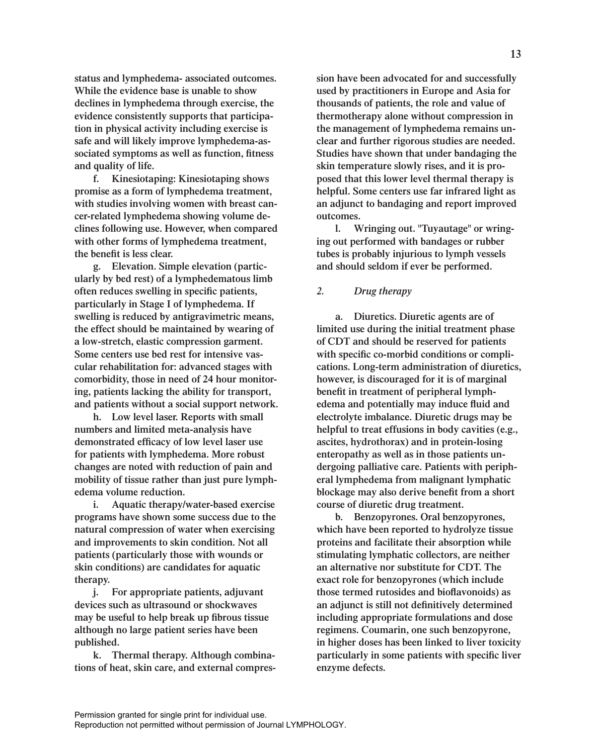status and lymphedema- associated outcomes. While the evidence base is unable to show declines in lymphedema through exercise, the evidence consistently supports that participation in physical activity including exercise is safe and will likely improve lymphedema-associated symptoms as well as function, fitness and quality of life.

f. Kinesiotaping: Kinesiotaping shows promise as a form of lymphedema treatment, with studies involving women with breast cancer-related lymphedema showing volume declines following use. However, when compared with other forms of lymphedema treatment, the benefit is less clear.

g. Elevation. Simple elevation (particularly by bed rest) of a lymphedematous limb often reduces swelling in specific patients, particularly in Stage I of lymphedema. If swelling is reduced by antigravimetric means, the effect should be maintained by wearing of a low-stretch, elastic compression garment. Some centers use bed rest for intensive vascular rehabilitation for: advanced stages with comorbidity, those in need of 24 hour monitoring, patients lacking the ability for transport, and patients without a social support network.

h. Low level laser. Reports with small numbers and limited meta-analysis have demonstrated efficacy of low level laser use for patients with lymphedema. More robust changes are noted with reduction of pain and mobility of tissue rather than just pure lymphedema volume reduction.

i. Aquatic therapy/water-based exercise programs have shown some success due to the natural compression of water when exercising and improvements to skin condition. Not all patients (particularly those with wounds or skin conditions) are candidates for aquatic therapy.

j. For appropriate patients, adjuvant devices such as ultrasound or shockwaves may be useful to help break up fibrous tissue although no large patient series have been published.

k. Thermal therapy. Although combinations of heat, skin care, and external compression have been advocated for and successfully used by practitioners in Europe and Asia for thousands of patients, the role and value of thermotherapy alone without compression in the management of lymphedema remains unclear and further rigorous studies are needed. Studies have shown that under bandaging the skin temperature slowly rises, and it is proposed that this lower level thermal therapy is helpful. Some centers use far infrared light as an adjunct to bandaging and report improved outcomes.

l. Wringing out. "Tuyautage" or wringing out performed with bandages or rubber tubes is probably injurious to lymph vessels and should seldom if ever be performed.

*2. Drug therapy*

a. Diuretics. Diuretic agents are of limited use during the initial treatment phase of CDT and should be reserved for patients with specific co-morbid conditions or complications. Long-term administration of diuretics, however, is discouraged for it is of marginal benefit in treatment of peripheral lymphedema and potentially may induce fluid and electrolyte imbalance. Diuretic drugs may be helpful to treat effusions in body cavities (e.g., ascites, hydrothorax) and in protein-losing enteropathy as well as in those patients undergoing palliative care. Patients with peripheral lymphedema from malignant lymphatic blockage may also derive benefit from a short course of diuretic drug treatment.

b. Benzopyrones. Oral benzopyrones, which have been reported to hydrolyze tissue proteins and facilitate their absorption while stimulating lymphatic collectors, are neither an alternative nor substitute for CDT. The exact role for benzopyrones (which include those termed rutosides and bioflavonoids) as an adjunct is still not definitively determined including appropriate formulations and dose regimens. Coumarin, one such benzopyrone, in higher doses has been linked to liver toxicity particularly in some patients with specific liver enzyme defects.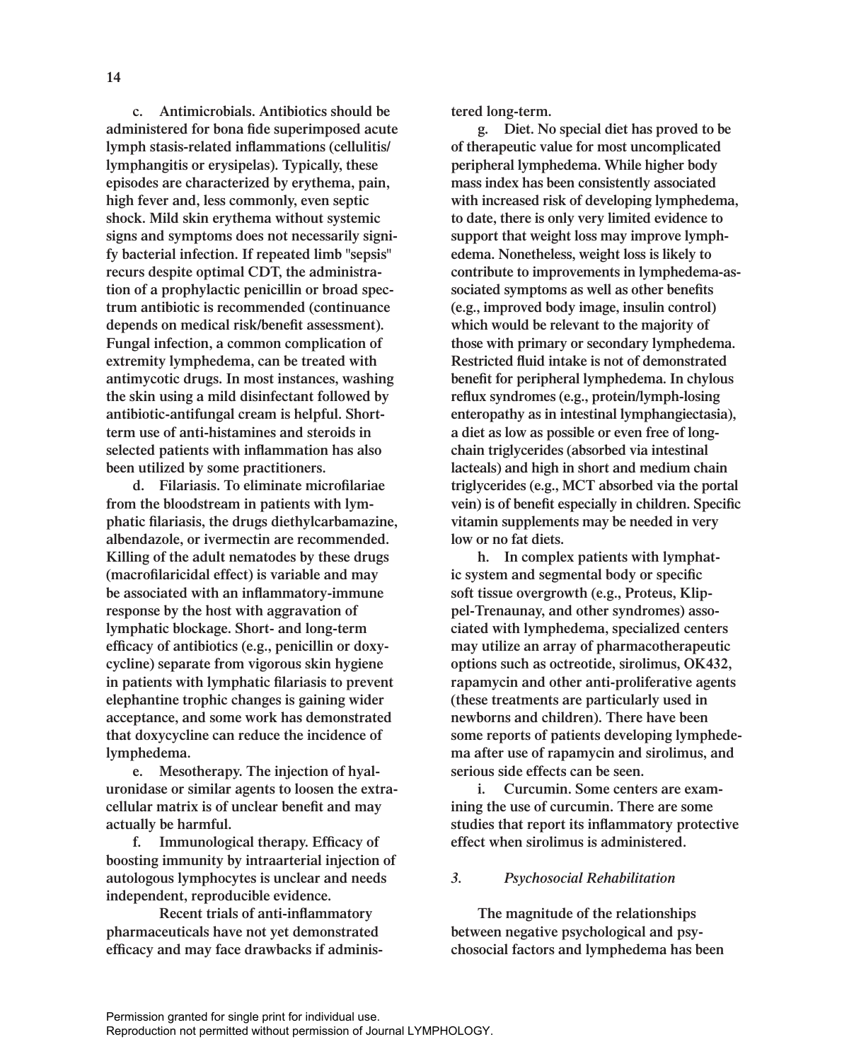c. Antimicrobials. Antibiotics should be administered for bona fide superimposed acute lymph stasis-related inflammations (cellulitis/lymphangitis or erysipelas). Typically, these episodes are characterized by erythema, pain, high fever and, less commonly, even septic shock. Mild skin erythema without systemic signs and symptoms does not necessarily signify bacterial infection. If repeated limb "sepsis" recurs despite optimal CDT, the administration of a prophylactic penicillin or broad spectrum antibiotic is recommended (continuance depends on medical risk/benefit assessment). Fungal infection, a common complication of extremity lymphedema, can be treated with antimycotic drugs. In most instances, washing the skin using a mild disinfectant followed by antibiotic-antifungal cream is helpful. Short-term use of anti-histamines and steroids in selected patients with inflammation has also been utilized by some practitioners.

d. Filariasis. To eliminate microfilariae from the bloodstream in patients with lymphatic filariasis, the drugs diethylcarbamazine, albendazole, or ivermectin are recommended. Killing of the adult nematodes by these drugs (macrofilaricidal effect) is variable and may be associated with an inflammatory-immune response by the host with aggravation of lymphatic blockage. Short- and long-term efficacy of antibiotics (e.g., penicillin or doxycycline) separate from vigorous skin hygiene in patients with lymphatic filariasis to prevent elephantine trophic changes is gaining wider acceptance, and some work has demonstrated that doxycycline can reduce the incidence of lymphedema.

e. Mesotherapy. The injection of hyaluronidase or similar agents to loosen the extracellular matrix is of unclear benefit and may actually be harmful.

f. Immunological therapy. Efficacy of boosting immunity by intraarterial injection of autologous lymphocytes is unclear and needs independent, reproducible evidence.

Recent trials of anti-inflammatory pharmaceuticals have not yet demonstrated efficacy and may face drawbacks if administered long-term.

g. Diet. No special diet has proved to be of therapeutic value for most uncomplicated peripheral lymphedema. While higher body mass index has been consistently associated with increased risk of developing lymphedema, to date, there is only very limited evidence to support that weight loss may improve lymphedema. Nonetheless, weight loss is likely to contribute to improvements in lymphedema-associated symptoms as well as other benefits (e.g., improved body image, insulin control) which would be relevant to the majority of those with primary or secondary lymphedema. Restricted fluid intake is not of demonstrated benefit for peripheral lymphedema. In chylous reflux syndromes (e.g., protein/lymph-losing enteropathy as in intestinal lymphangiectasia), a diet as low as possible or even free of long-chain triglycerides (absorbed via intestinal lacteals) and high in short and medium chain triglycerides (e.g., MCT absorbed via the portal vein) is of benefit especially in children. Specific vitamin supplements may be needed in very low or no fat diets.

h. In complex patients with lymphatic system and segmental body or specific soft tissue overgrowth (e.g., Proteus, Klippel-Trenaunay, and other syndromes) associated with lymphedema, specialized centers may utilize an array of pharmacotherapeutic options such as octreotide, sirolimus, OK432, rapamycin and other anti-proliferative agents (these treatments are particularly used in newborns and children). There have been some reports of patients developing lymphedema after use of rapamycin and sirolimus, and serious side effects can be seen.

i. Curcumin. Some centers are examining the use of curcumin. There are some studies that report its inflammatory protective effect when sirolimus is administered.

### *3. Psychosocial Rehabilitation*

The magnitude of the relationships between negative psychological and psychosocial factors and lymphedema has been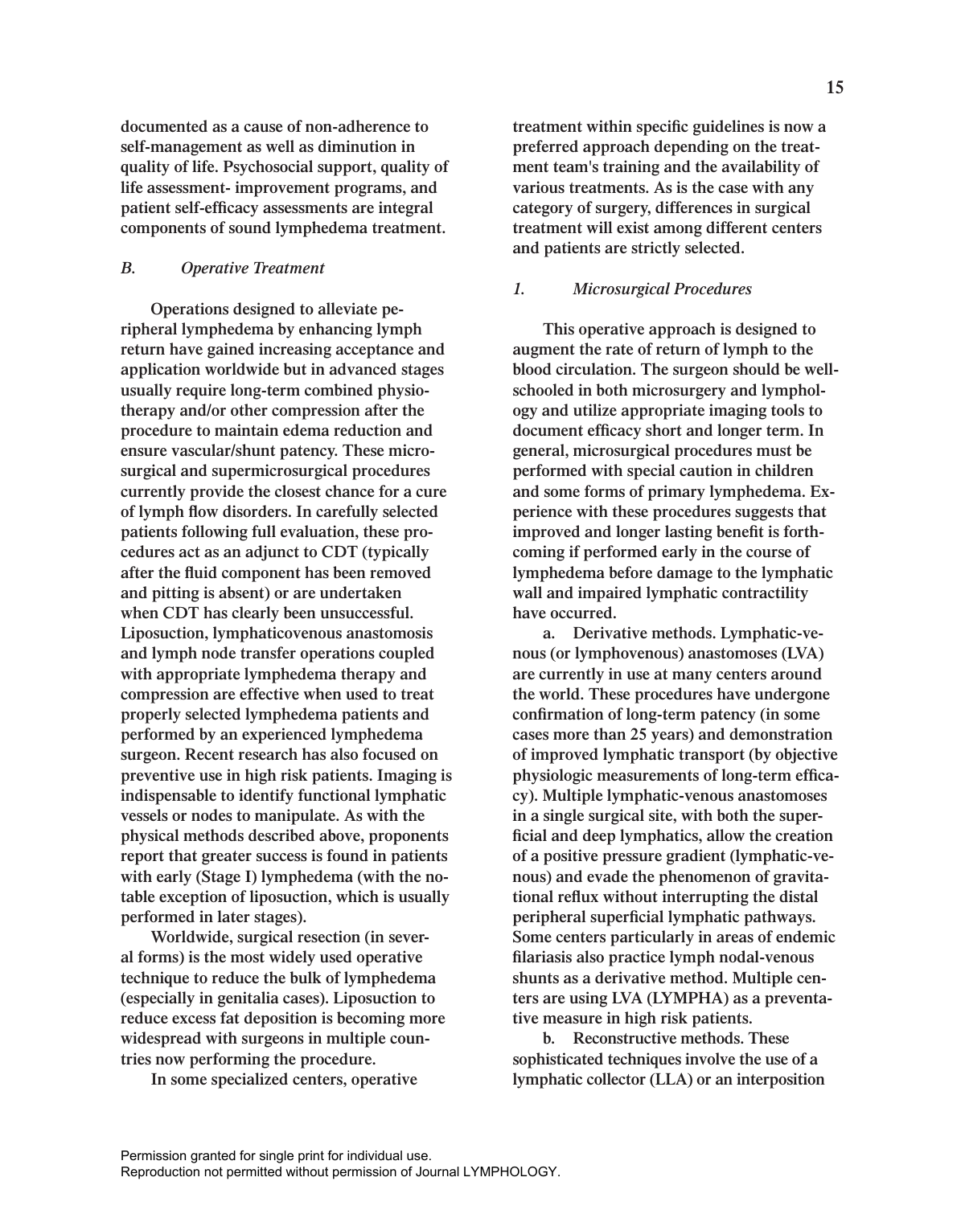documented as a cause of non-adherence to self-management as well as diminution in quality of life. Psychosocial support, quality of life assessment- improvement programs, and patient self-efficacy assessments are integral components of sound lymphedema treatment.

### *B. Operative Treatment*

Operations designed to alleviate peripheral lymphedema by enhancing lymph return have gained increasing acceptance and application worldwide but in advanced stages usually require long-term combined physiotherapy and/or other compression after the procedure to maintain edema reduction and ensure vascular/shunt patency. These microsurgical and supermicrosurgical procedures currently provide the closest chance for a cure of lymph flow disorders. In carefully selected patients following full evaluation, these procedures act as an adjunct to CDT (typically after the fluid component has been removed and pitting is absent) or are undertaken when CDT has clearly been unsuccessful. Liposuction, lymphaticovenous anastomosis and lymph node transfer operations coupled with appropriate lymphedema therapy and compression are effective when used to treat properly selected lymphedema patients and performed by an experienced lymphedema surgeon. Recent research has also focused on preventive use in high risk patients. Imaging is indispensable to identify functional lymphatic vessels or nodes to manipulate. As with the physical methods described above, proponents report that greater success is found in patients with early (Stage I) lymphedema (with the notable exception of liposuction, which is usually performed in later stages).

Worldwide, surgical resection (in several forms) is the most widely used operative technique to reduce the bulk of lymphedema (especially in genitalia cases). Liposuction to reduce excess fat deposition is becoming more widespread with surgeons in multiple countries now performing the procedure.

In some specialized centers, operative treatment within specific guidelines is now a preferred approach depending on the treatment team's training and the availability of various treatments. As is the case with any category of surgery, differences in surgical treatment will exist among different centers and patients are strictly selected.

#### *1. Microsurgical Procedures*

This operative approach is designed to augment the rate of return of lymph to the blood circulation. The surgeon should be well-schooled in both microsurgery and lymphology and utilize appropriate imaging tools to document efficacy short and longer term. In general, microsurgical procedures must be performed with special caution in children and some forms of primary lymphedema. Experience with these procedures suggests that improved and longer lasting benefit is forthcoming if performed early in the course of lymphedema before damage to the lymphatic wall and impaired lymphatic contractility have occurred.

**a. Derivative methods.** Lymphatic-venous (or lymphovenous) anastomoses (LVA) are currently in use at many centers around the world. These procedures have undergone confirmation of long-term patency (in some cases more than 25 years) and demonstration of improved lymphatic transport (by objective physiologic measurements of long-term efficacy). Multiple lymphatic-venous anastomoses in a single surgical site, with both the superficial and deep lymphatics, allow the creation of a positive pressure gradient (lymphatic-venous) and evade the phenomenon of gravitational reflux without interrupting the distal peripheral superficial lymphatic pathways. Some centers particularly in areas of endemic filariasis also practice lymph nodal-venous shunts as a derivative method. Multiple centers are using LVA (LYMPHA) as a preventative measure in high risk patients.

**b. Reconstructive methods.** These sophisticated techniques involve the use of a lymphatic collector (LLA) or an interposition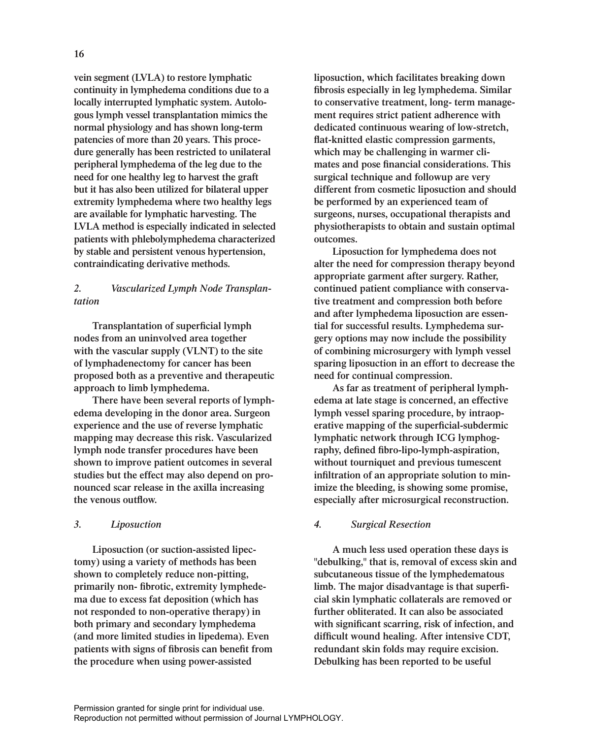vein segment (LVLA) to restore lymphatic continuity in lymphedema conditions due to a locally interrupted lymphatic system. Autologous lymph vessel transplantation mimics the normal physiology and has shown long-term patencies of more than 20 years. This procedure generally has been restricted to unilateral peripheral lymphedema of the leg due to the need for one healthy leg to harvest the graft but it has also been utilized for bilateral upper extremity lymphedema where two healthy legs are available for lymphatic harvesting. The LVLA method is especially indicated in selected patients with phlebolymphedema characterized by stable and persistent venous hypertension, contraindicating derivative methods.

### *2. Vascularized Lymph Node Transplantation*

Transplantation of superficial lymph nodes from an uninvolved area together with the vascular supply (VLNT) to the site of lymphadenectomy for cancer has been proposed both as a preventive and therapeutic approach to limb lymphedema.

There have been several reports of lymphedema developing in the donor area. Surgeon experience and the use of reverse lymphatic mapping may decrease this risk. Vascularized lymph node transfer procedures have been shown to improve patient outcomes in several studies but the effect may also depend on pronounced scar release in the axilla increasing the venous outflow.

### *3. Liposuction*

Liposuction (or suction-assisted lipectomy) using a variety of methods has been shown to completely reduce non-pitting, primarily non- fibrotic, extremity lymphedema due to excess fat deposition (which has not responded to non-operative therapy) in both primary and secondary lymphedema (and more limited studies in lipedema). Even patients with signs of fibrosis can benefit from the procedure when using power-assisted liposuction, which facilitates breaking down fibrosis especially in leg lymphedema. Similar to conservative treatment, long- term management requires strict patient adherence with dedicated continuous wearing of low-stretch, flat-knitted elastic compression garments, which may be challenging in warmer climates and pose financial considerations. This surgical technique and followup are very different from cosmetic liposuction and should be performed by an experienced team of surgeons, nurses, occupational therapists and physiotherapists to obtain and sustain optimal outcomes.

Liposuction for lymphedema does not alter the need for compression therapy beyond appropriate garment after surgery. Rather, continued patient compliance with conservative treatment and compression both before and after lymphedema liposuction are essential for successful results. Lymphedema surgery options may now include the possibility of combining microsurgery with lymph vessel sparing liposuction in an effort to decrease the need for continual compression.

As far as treatment of peripheral lymphedema at late stage is concerned, an effective lymph vessel sparing procedure, by intraoperative mapping of the superficial-subdermic lymphatic network through ICG lymphography, defined fibro-lipo-lymph-aspiration, without tourniquet and previous tumescent infiltration of an appropriate solution to minimize the bleeding, is showing some promise, especially after microsurgical reconstruction.

### *4. Surgical Resection*

A much less used operation these days is "debulking," that is, removal of excess skin and subcutaneous tissue of the lymphedematous limb. The major disadvantage is that superficial skin lymphatic collaterals are removed or further obliterated. It can also be associated with significant scarring, risk of infection, and difficult wound healing. After intensive CDT, redundant skin folds may require excision. Debulking has been reported to be useful

Permission granted for single print for individual use.
Reproduction not permitted without permission of Journal LYMPHOLOGY.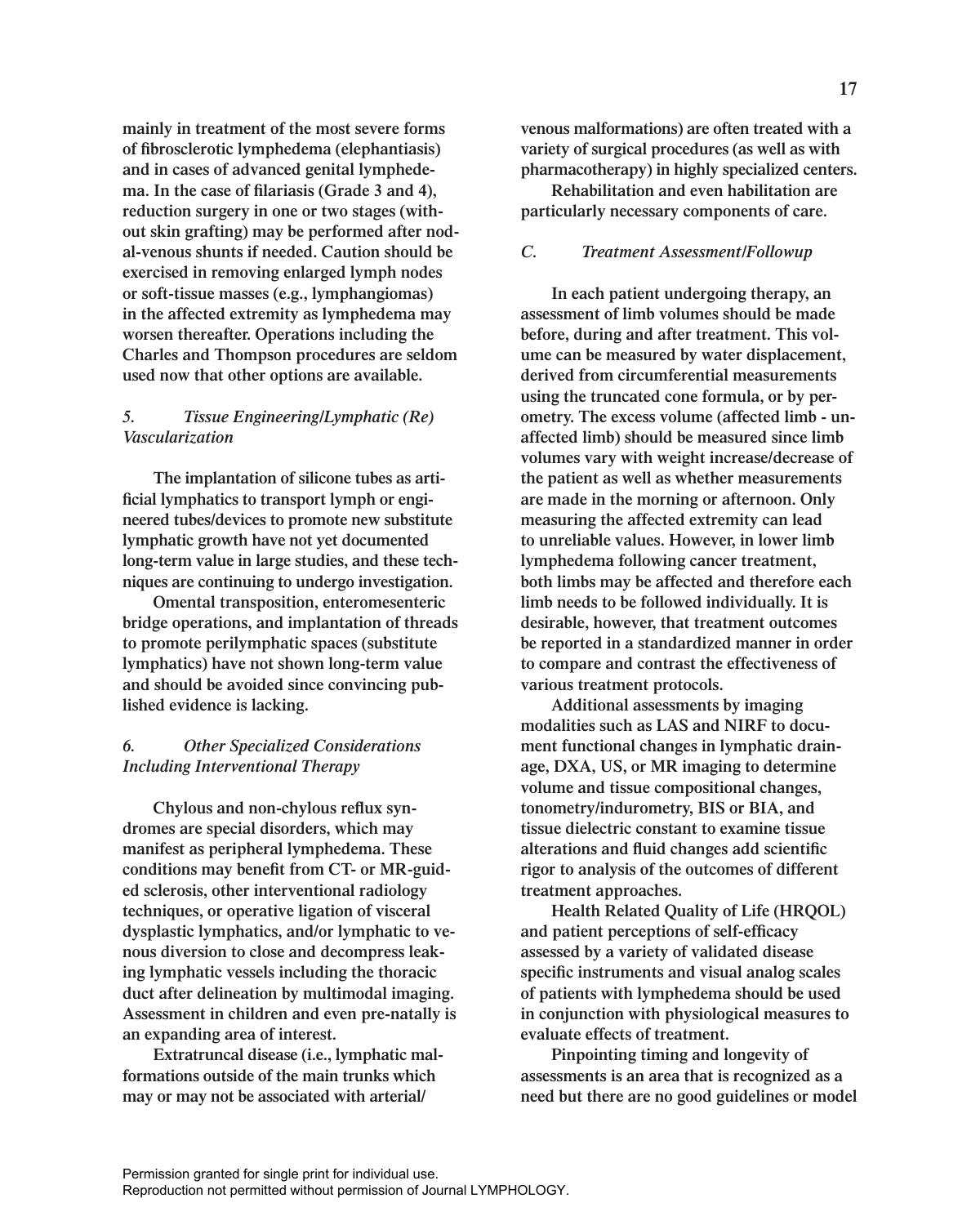mainly in treatment of the most severe forms of fibrosclerotic lymphedema (elephantiasis) and in cases of advanced genital lymphedema. In the case of filariasis (Grade 3 and 4), reduction surgery in one or two stages (without skin grafting) may be performed after nodal-venous shunts if needed. Caution should be exercised in removing enlarged lymph nodes or soft-tissue masses (e.g., lymphangiomas) in the affected extremity as lymphedema may worsen thereafter. Operations including the Charles and Thompson procedures are seldom used now that other options are available.

### *5. Tissue Engineering/Lymphatic (Re) Vascularization*

The implantation of silicone tubes as artificial lymphatics to transport lymph or engineered tubes/devices to promote new substitute lymphatic growth have not yet documented long-term value in large studies, and these techniques are continuing to undergo investigation.

Omental transposition, enteromesenteric bridge operations, and implantation of threads to promote perilymphatic spaces (substitute lymphatics) have not shown long-term value and should be avoided since convincing published evidence is lacking.

### *6. Other Specialized Considerations Including Interventional Therapy*

Chylous and non-chylous reflux syndromes are special disorders, which may manifest as peripheral lymphedema. These conditions may benefit from CT- or MR-guided sclerosis, other interventional radiology techniques, or operative ligation of visceral dysplastic lymphatics, and/or lymphatic to venous diversion to close and decompress leaking lymphatic vessels including the thoracic duct after delineation by multimodal imaging. Assessment in children and even pre-natally is an expanding area of interest.

Extratruncal disease (i.e., lymphatic malformations outside of the main trunks which may or may not be associated with arterial/venous malformations) are often treated with a variety of surgical procedures (as well as with pharmacotherapy) in highly specialized centers.

Rehabilitation and even habilitation are particularly necessary components of care.

## *C. Treatment Assessment/Followup*

In each patient undergoing therapy, an assessment of limb volumes should be made before, during and after treatment. This volume can be measured by water displacement, derived from circumferential measurements using the truncated cone formula, or by perometry. The excess volume (affected limb - unaffected limb) should be measured since limb volumes vary with weight increase/decrease of the patient as well as whether measurements are made in the morning or afternoon. Only measuring the affected extremity can lead to unreliable values. However, in lower limb lymphedema following cancer treatment, both limbs may be affected and therefore each limb needs to be followed individually. It is desirable, however, that treatment outcomes be reported in a standardized manner in order to compare and contrast the effectiveness of various treatment protocols.

Additional assessments by imaging modalities such as LAS and NIRF to document functional changes in lymphatic drainage, DXA, US, or MR imaging to determine volume and tissue compositional changes, tonometry/indurometry, BIS or BIA, and tissue dielectric constant to examine tissue alterations and fluid changes add scientific rigor to analysis of the outcomes of different treatment approaches.

Health Related Quality of Life (HRQOL) and patient perceptions of self-efficacy assessed by a variety of validated disease specific instruments and visual analog scales of patients with lymphedema should be used in conjunction with physiological measures to evaluate effects of treatment.

Pinpointing timing and longevity of assessments is an area that is recognized as a need but there are no good guidelines or model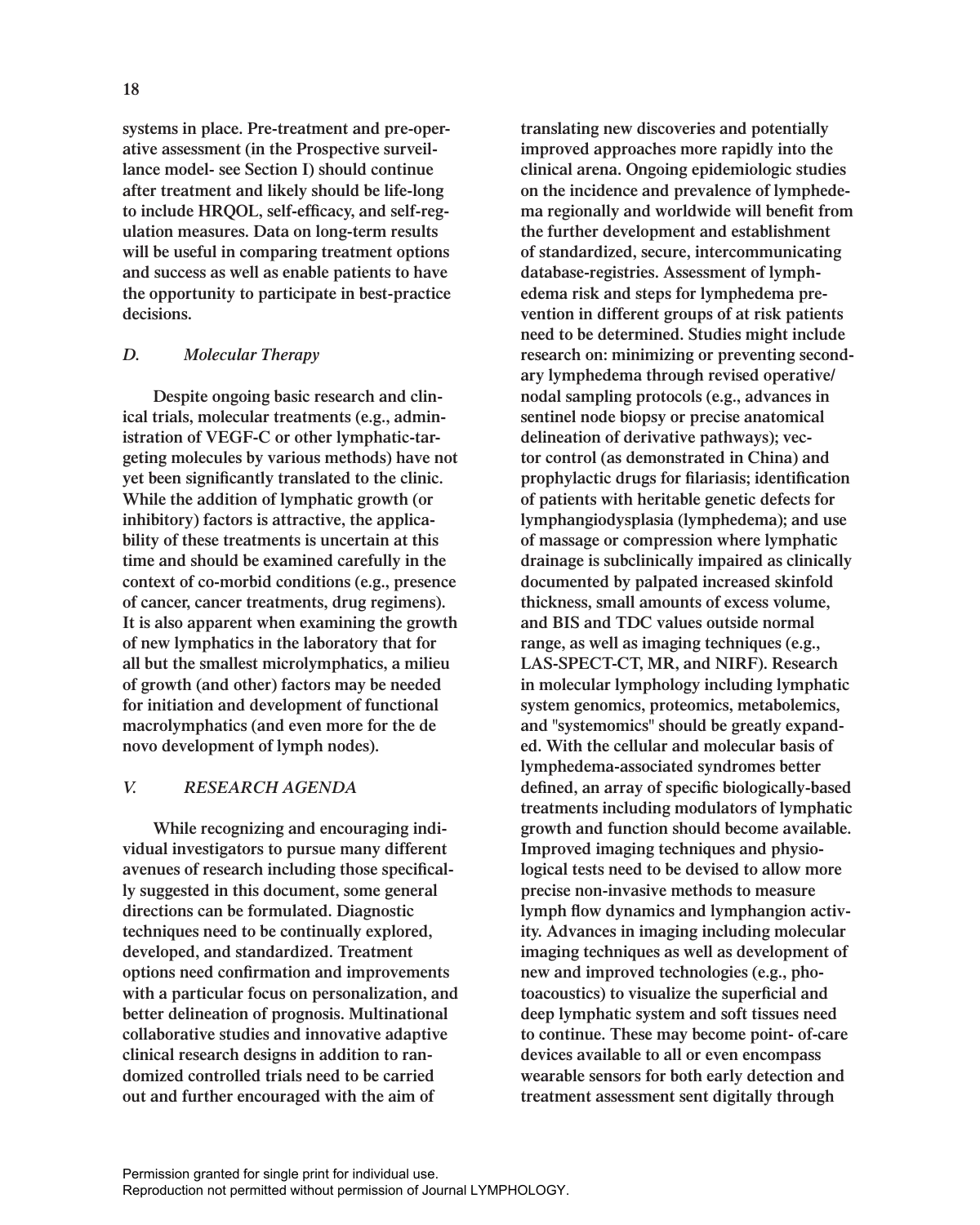systems in place. Pre-treatment and pre-operative assessment (in the Prospective surveillance model- see Section I) should continue after treatment and likely should be life-long to include HRQOL, self-efficacy, and self-regulation measures. Data on long-term results will be useful in comparing treatment options and success as well as enable patients to have the opportunity to participate in best-practice decisions.

### *D. Molecular Therapy*

Despite ongoing basic research and clinical trials, molecular treatments (e.g., administration of VEGF-C or other lymphatic-targeting molecules by various methods) have not yet been significantly translated to the clinic. While the addition of lymphatic growth (or inhibitory) factors is attractive, the applicability of these treatments is uncertain at this time and should be examined carefully in the context of co-morbid conditions (e.g., presence of cancer, cancer treatments, drug regimens). It is also apparent when examining the growth of new lymphatics in the laboratory that for all but the smallest microlymphatics, a milieu of growth (and other) factors may be needed for initiation and development of functional macrolymphatics (and even more for the de novo development of lymph nodes).

## *V. RESEARCH AGENDA*

While recognizing and encouraging individual investigators to pursue many different avenues of research including those specifically suggested in this document, some general directions can be formulated. Diagnostic techniques need to be continually explored, developed, and standardized. Treatment options need confirmation and improvements with a particular focus on personalization, and better delineation of prognosis. Multinational collaborative studies and innovative adaptive clinical research designs in addition to randomized controlled trials need to be carried out and further encouraged with the aim of translating new discoveries and potentially improved approaches more rapidly into the clinical arena. Ongoing epidemiologic studies on the incidence and prevalence of lymphedema regionally and worldwide will benefit from the further development and establishment of standardized, secure, intercommunicating database-registries. Assessment of lymphedema risk and steps for lymphedema prevention in different groups of at risk patients need to be determined. Studies might include research on: minimizing or preventing secondary lymphedema through revised operative/nodal sampling protocols (e.g., advances in sentinel node biopsy or precise anatomical delineation of derivative pathways); vector control (as demonstrated in China) and prophylactic drugs for filariasis; identification of patients with heritable genetic defects for lymphangiodysplasia (lymphedema); and use of massage or compression where lymphatic drainage is subclinically impaired as clinically documented by palpated increased skinfold thickness, small amounts of excess volume, and BIS and TDC values outside normal range, as well as imaging techniques (e.g., LAS-SPECT-CT, MR, and NIRF). Research in molecular lymphology including lymphatic system genomics, proteomics, metabolemics, and "systemomics" should be greatly expanded. With the cellular and molecular basis of lymphedema-associated syndromes better defined, an array of specific biologically-based treatments including modulators of lymphatic growth and function should become available. Improved imaging techniques and physiological tests need to be devised to allow more precise non-invasive methods to measure lymph flow dynamics and lymphangion activity. Advances in imaging including molecular imaging techniques as well as development of new and improved technologies (e.g., photoacoustics) to visualize the superficial and deep lymphatic system and soft tissues need to continue. These may become point- of-care devices available to all or even encompass wearable sensors for both early detection and treatment assessment sent digitally through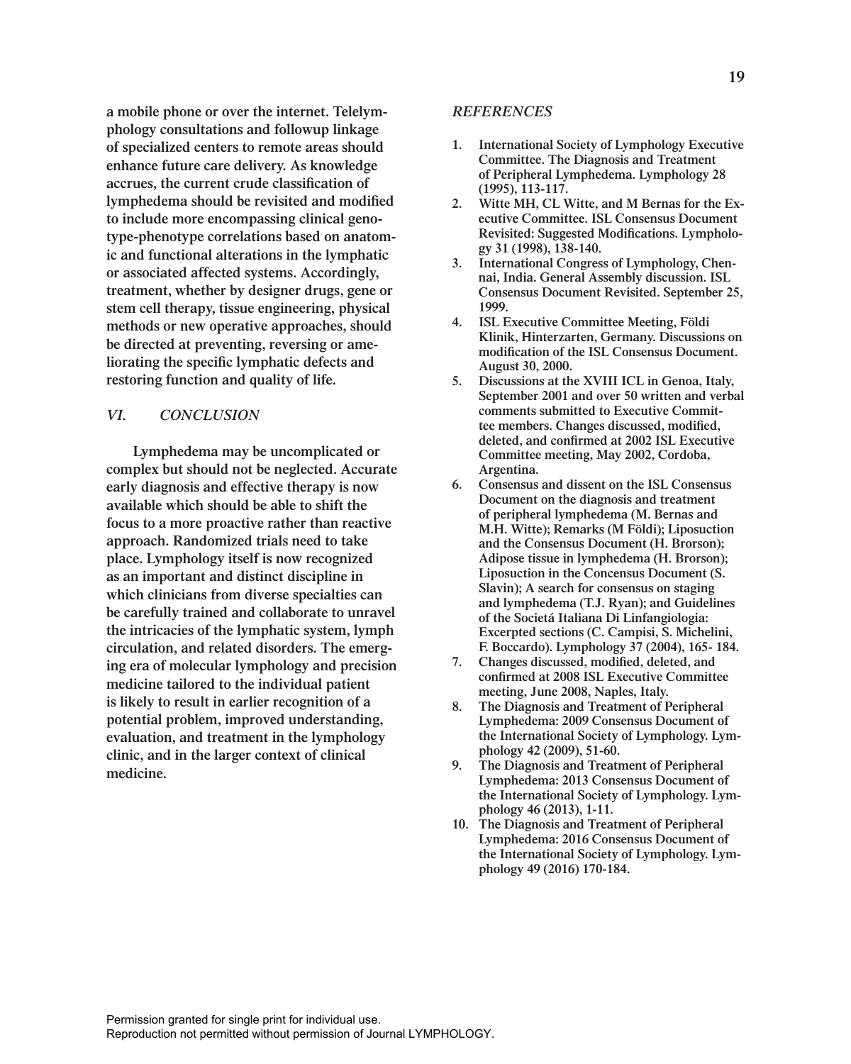a mobile phone or over the internet. Telelymphology consultations and followup linkage of specialized centers to remote areas should enhance future care delivery. As knowledge accrues, the current crude classification of lymphedema should be revisited and modified to include more encompassing clinical genotype-phenotype correlations based on anatomic and functional alterations in the lymphatic or associated affected systems. Accordingly, treatment, whether by designer drugs, gene or stem cell therapy, tissue engineering, physical methods or new operative approaches, should be directed at preventing, reversing or ameliorating the specific lymphatic defects and restoring function and quality of life.

## *VI. CONCLUSION*

Lymphedema may be uncomplicated or complex but should not be neglected. Accurate early diagnosis and effective therapy is now available which should be able to shift the focus to a more proactive rather than reactive approach. Randomized trials need to take place. Lymphology itself is now recognized as an important and distinct discipline in which clinicians from diverse specialties can be carefully trained and collaborate to unravel the intricacies of the lymphatic system, lymph circulation, and related disorders. The emerging era of molecular lymphology and precision medicine tailored to the individual patient is likely to result in earlier recognition of a potential problem, improved understanding, evaluation, and treatment in the lymphology clinic, and in the larger context of clinical medicine.

## *REFERENCES*

1. International Society of Lymphology Executive Committee. The Diagnosis and Treatment of Peripheral Lymphedema. Lymphology 28 (1995), 113-117.
2. Witte MH, CL Witte, and M Bernas for the Executive Committee. ISL Consensus Document Revisited: Suggested Modifications. Lymphology 31 (1998), 138-140.
3. International Congress of Lymphology, Chennai, India. General Assembly discussion. ISL Consensus Document Revisited. September 25, 1999.
4. ISL Executive Committee Meeting, Földi Klinik, Hinterzarten, Germany. Discussions on modification of the ISL Consensus Document. August 30, 2000.
5. Discussions at the XVIII ICL in Genoa, Italy, September 2001 and over 50 written and verbal comments submitted to Executive Committee members. Changes discussed, modified, deleted, and confirmed at 2002 ISL Executive Committee meeting, May 2002, Cordoba, Argentina.
6. Consensus and dissent on the ISL Consensus Document on the diagnosis and treatment of peripheral lymphedema (M. Bernas and M.H. Witte); Remarks (M Földi); Liposuction and the Consensus Document (H. Brorson); Adipose tissue in lymphedema (H. Brorson); Liposuction in the Concensus Document (S. Slavin); A search for consensus on staging and lymphedema (T.J. Ryan); and Guidelines of the Societá Italiana Di Linfangiologia: Excerpted sections (C. Campisi, S. Michelini, F. Boccardo). Lymphology 37 (2004), 165- 184.
7. Changes discussed, modified, deleted, and confirmed at 2008 ISL Executive Committee meeting, June 2008, Naples, Italy.
8. The Diagnosis and Treatment of Peripheral Lymphedema: 2009 Consensus Document of the International Society of Lymphology. Lymphology 42 (2009), 51-60.
9. The Diagnosis and Treatment of Peripheral Lymphedema: 2013 Consensus Document of the International Society of Lymphology. Lymphology 46 (2013), 1-11.
10. The Diagnosis and Treatment of Peripheral Lymphedema: 2016 Consensus Document of the International Society of Lymphology. Lymphology 49 (2016) 170-184.

Permission granted for single print for individual use.
Reproduction not permitted without permission of Journal LYMPHOLOGY.